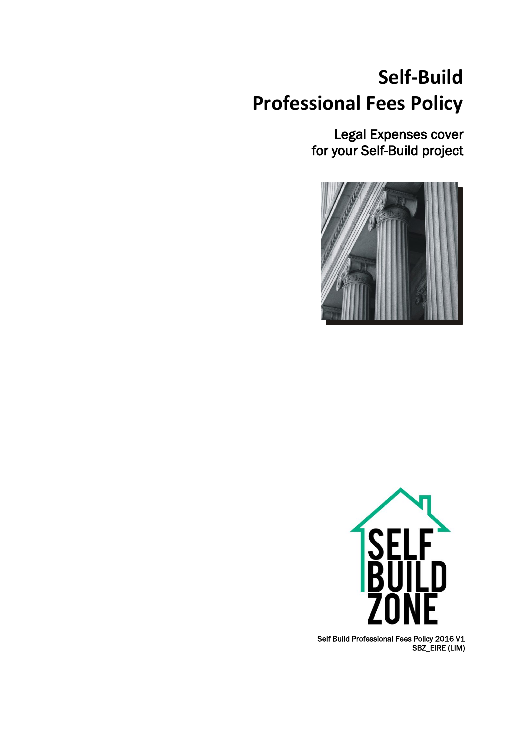# Self-Build Professional Fees Policy

## Legal Expenses cover for your Self-Build project

SELF BUILD ZONE

Self Build Professional Fees Policy 2016 V1
SBZ_EIRE (LIM)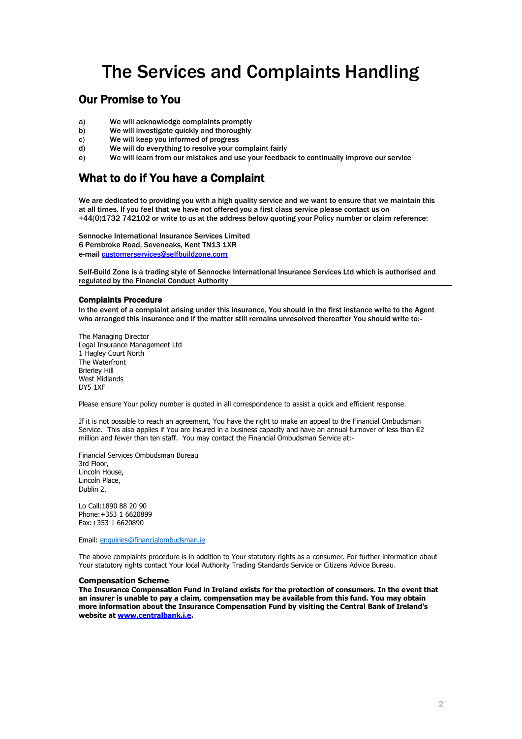# The Services and Complaints Handling

## Our Promise to You

a) We will acknowledge complaints promptly
b) We will investigate quickly and thoroughly
c) We will keep you informed of progress
d) We will do everything to resolve your complaint fairly
e) We will learn from our mistakes and use your feedback to continually improve our service

## What to do if You have a Complaint

We are dedicated to providing you with a high quality service and we want to ensure that we maintain this at all times. If you feel that we have not offered you a first class service please contact us on +44(0)1732 742102 or write to us at the address below quoting your Policy number or claim reference:

Sennocke International Insurance Services Limited
6 Pembroke Road, Sevenoaks, Kent TN13 1XR
e-mail customerservices@selfbuildzone.com

Self-Build Zone is a trading style of Sennocke International Insurance Services Ltd which is authorised and regulated by the Financial Conduct Authority

---

### Complaints Procedure

In the event of a complaint arising under this insurance, You should in the first instance write to the Agent who arranged this insurance and if the matter still remains unresolved thereafter You should write to:-

The Managing Director
Legal Insurance Management Ltd
1 Hagley Court North
The Waterfront
Brierley Hill
West Midlands
DY5 1XF

Please ensure Your policy number is quoted in all correspondence to assist a quick and efficient response.

If it is not possible to reach an agreement, You have the right to make an appeal to the Financial Ombudsman Service. This also applies if You are insured in a business capacity and have an annual turnover of less than €2 million and fewer than ten staff. You may contact the Financial Ombudsman Service at:-

Financial Services Ombudsman Bureau
3rd Floor,
Lincoln House,
Lincoln Place,
Dublin 2.

Lo Call:1890 88 20 90
Phone:+353 1 6620899
Fax:+353 1 6620890

Email: enquiries@financialombudsman.ie

The above complaints procedure is in addition to Your statutory rights as a consumer. For further information about Your statutory rights contact Your local Authority Trading Standards Service or Citizens Advice Bureau.

### Compensation Scheme

**The Insurance Compensation Fund in Ireland exists for the protection of consumers. In the event that an insurer is unable to pay a claim, compensation may be available from this fund. You may obtain more information about the Insurance Compensation Fund by visiting the Central Bank of Ireland's website at www.centralbank.i.e.**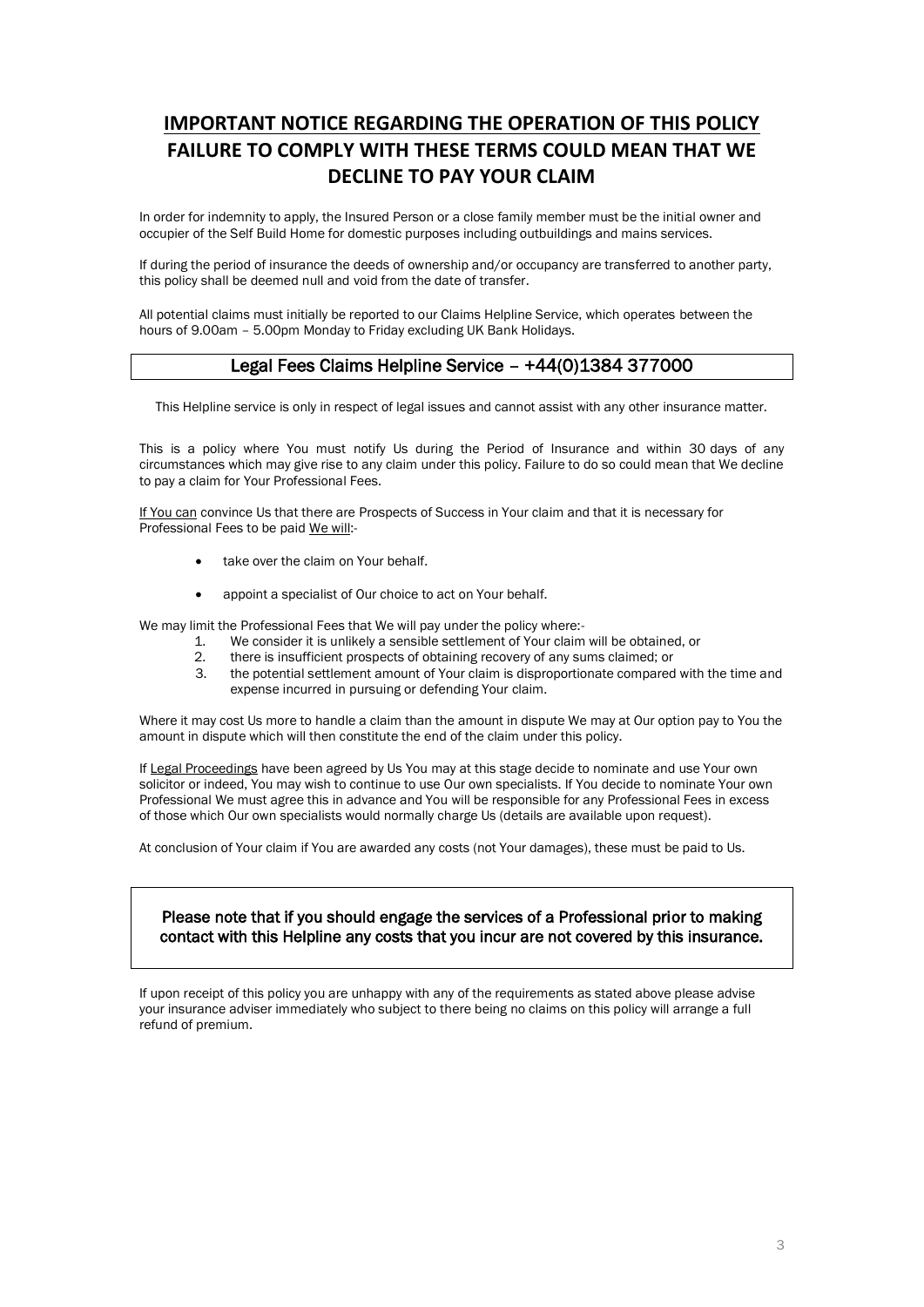# IMPORTANT NOTICE REGARDING THE OPERATION OF THIS POLICY

## FAILURE TO COMPLY WITH THESE TERMS COULD MEAN THAT WE DECLINE TO PAY YOUR CLAIM

In order for indemnity to apply, the Insured Person or a close family member must be the initial owner and occupier of the Self Build Home for domestic purposes including outbuildings and mains services.

If during the period of insurance the deeds of ownership and/or occupancy are transferred to another party, this policy shall be deemed null and void from the date of transfer.

All potential claims must initially be reported to our Claims Helpline Service, which operates between the hours of 9.00am – 5.00pm Monday to Friday excluding UK Bank Holidays.

**Legal Fees Claims Helpline Service – +44(0)1384 377000**

This Helpline service is only in respect of legal issues and cannot assist with any other insurance matter.

This is a policy where You must notify Us during the Period of Insurance and within 30 days of any circumstances which may give rise to any claim under this policy. Failure to do so could mean that We decline to pay a claim for Your Professional Fees.

If You can convince Us that there are Prospects of Success in Your claim and that it is necessary for Professional Fees to be paid We will:-

- take over the claim on Your behalf.
- appoint a specialist of Our choice to act on Your behalf.

We may limit the Professional Fees that We will pay under the policy where:-

1. We consider it is unlikely a sensible settlement of Your claim will be obtained, or
2. there is insufficient prospects of obtaining recovery of any sums claimed; or
3. the potential settlement amount of Your claim is disproportionate compared with the time and expense incurred in pursuing or defending Your claim.

Where it may cost Us more to handle a claim than the amount in dispute We may at Our option pay to You the amount in dispute which will then constitute the end of the claim under this policy.

If Legal Proceedings have been agreed by Us You may at this stage decide to nominate and use Your own solicitor or indeed, You may wish to continue to use Our own specialists. If You decide to nominate Your own Professional We must agree this in advance and You will be responsible for any Professional Fees in excess of those which Our own specialists would normally charge Us (details are available upon request).

At conclusion of Your claim if You are awarded any costs (not Your damages), these must be paid to Us.

**Please note that if you should engage the services of a Professional prior to making contact with this Helpline any costs that you incur are not covered by this insurance.**

If upon receipt of this policy you are unhappy with any of the requirements as stated above please advise your insurance adviser immediately who subject to there being no claims on this policy will arrange a full refund of premium.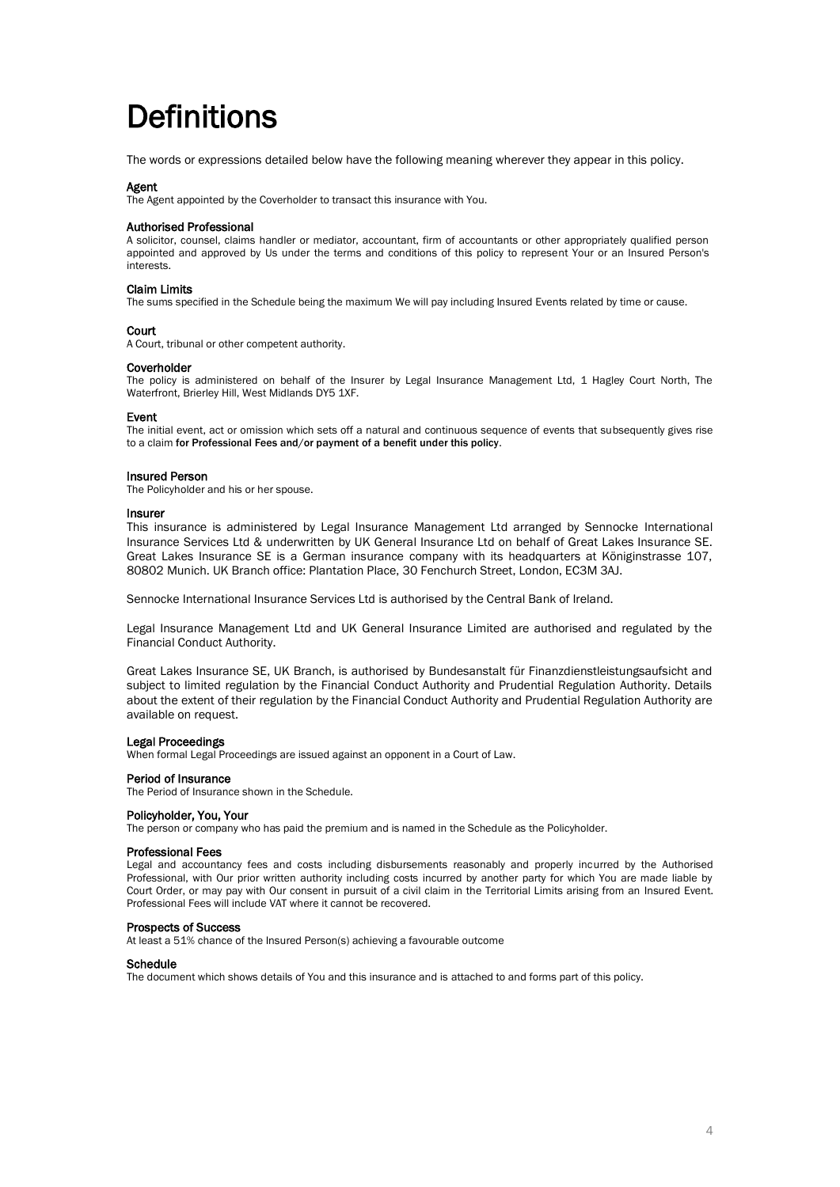# Definitions

The words or expressions detailed below have the following meaning wherever they appear in this policy.

**Agent**
The Agent appointed by the Coverholder to transact this insurance with You.

**Authorised Professional**
A solicitor, counsel, claims handler or mediator, accountant, firm of accountants or other appropriately qualified person appointed and approved by Us under the terms and conditions of this policy to represent Your or an Insured Person's interests.

**Claim Limits**
The sums specified in the Schedule being the maximum We will pay including Insured Events related by time or cause.

**Court**
A Court, tribunal or other competent authority.

**Coverholder**
The policy is administered on behalf of the Insurer by Legal Insurance Management Ltd, 1 Hagley Court North, The Waterfront, Brierley Hill, West Midlands DY5 1XF.

**Event**
The initial event, act or omission which sets off a natural and continuous sequence of events that subsequently gives rise to a claim **for Professional Fees and/or payment of a benefit under this policy**.

**Insured Person**
The Policyholder and his or her spouse.

**Insurer**
This insurance is administered by Legal Insurance Management Ltd arranged by Sennocke International Insurance Services Ltd & underwritten by UK General Insurance Ltd on behalf of Great Lakes Insurance SE. Great Lakes Insurance SE is a German insurance company with its headquarters at Königinstrasse 107, 80802 Munich. UK Branch office: Plantation Place, 30 Fenchurch Street, London, EC3M 3AJ.

Sennocke International Insurance Services Ltd is authorised by the Central Bank of Ireland.

Legal Insurance Management Ltd and UK General Insurance Limited are authorised and regulated by the Financial Conduct Authority.

Great Lakes Insurance SE, UK Branch, is authorised by Bundesanstalt für Finanzdienstleistungsaufsicht and subject to limited regulation by the Financial Conduct Authority and Prudential Regulation Authority. Details about the extent of their regulation by the Financial Conduct Authority and Prudential Regulation Authority are available on request.

**Legal Proceedings**
When formal Legal Proceedings are issued against an opponent in a Court of Law.

**Period of Insurance**
The Period of Insurance shown in the Schedule.

**Policyholder, You, Your**
The person or company who has paid the premium and is named in the Schedule as the Policyholder.

**Professional Fees**
Legal and accountancy fees and costs including disbursements reasonably and properly incurred by the Authorised Professional, with Our prior written authority including costs incurred by another party for which You are made liable by Court Order, or may pay with Our consent in pursuit of a civil claim in the Territorial Limits arising from an Insured Event. Professional Fees will include VAT where it cannot be recovered.

**Prospects of Success**
At least a 51% chance of the Insured Person(s) achieving a favourable outcome

**Schedule**
The document which shows details of You and this insurance and is attached to and forms part of this policy.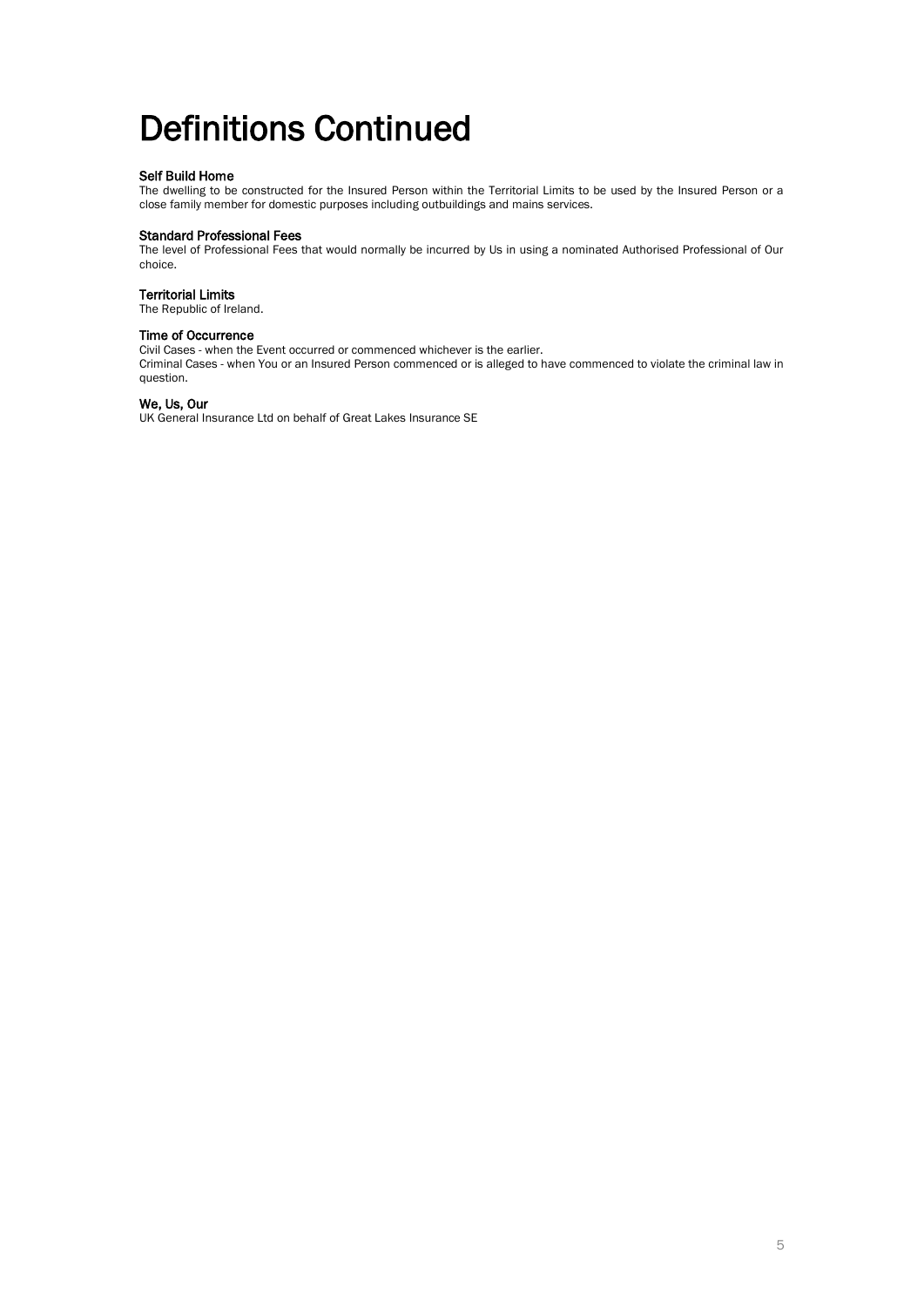# Definitions Continued

**Self Build Home**
The dwelling to be constructed for the Insured Person within the Territorial Limits to be used by the Insured Person or a close family member for domestic purposes including outbuildings and mains services.

**Standard Professional Fees**
The level of Professional Fees that would normally be incurred by Us in using a nominated Authorised Professional of Our choice.

**Territorial Limits**
The Republic of Ireland.

**Time of Occurrence**
Civil Cases - when the Event occurred or commenced whichever is the earlier.
Criminal Cases - when You or an Insured Person commenced or is alleged to have commenced to violate the criminal law in question.

**We, Us, Our**
UK General Insurance Ltd on behalf of Great Lakes Insurance SE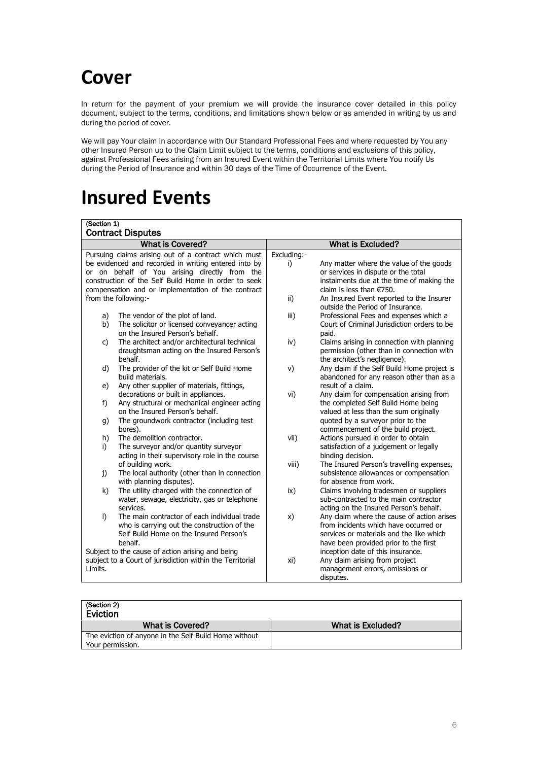# Cover

In return for the payment of your premium we will provide the insurance cover detailed in this policy document, subject to the terms, conditions, and limitations shown below or as amended in writing by us and during the period of cover.

We will pay Your claim in accordance with Our Standard Professional Fees and where requested by You any other Insured Person up to the Claim Limit subject to the terms, conditions and exclusions of this policy, against Professional Fees arising from an Insured Event within the Territorial Limits where You notify Us during the Period of Insurance and within 30 days of the Time of Occurrence of the Event.

# Insured Events

**(Section 1)**
**Contract Disputes**

| What is Covered? | What is Excluded? |
|---|---|
| Pursuing claims arising out of a contract which must be evidenced and recorded in writing entered into by or on behalf of You arising directly from the construction of the Self Build Home in order to seek compensation and or implementation of the contract from the following:- | Excluding:- |
| a) The vendor of the plot of land. | i) Any matter where the value of the goods or services in dispute or the total instalments due at the time of making the claim is less than €750. |
| b) The solicitor or licensed conveyancer acting on the Insured Person's behalf. | ii) An Insured Event reported to the Insurer outside the Period of Insurance. |
| c) The architect and/or architectural technical draughtsman acting on the Insured Person's behalf. | iii) Professional Fees and expenses which a Court of Criminal Jurisdiction orders to be paid. |
| d) The provider of the kit or Self Build Home build materials. | iv) Claims arising in connection with planning permission (other than in connection with the architect's negligence). |
| e) Any other supplier of materials, fittings, decorations or built in appliances. | v) Any claim if the Self Build Home project is abandoned for any reason other than as a result of a claim. |
| f) Any structural or mechanical engineer acting on the Insured Person's behalf. | vi) Any claim for compensation arising from the completed Self Build Home being valued at less than the sum originally quoted by a surveyor prior to the commencement of the build project. |
| g) The groundwork contractor (including test bores). | vii) Actions pursued in order to obtain satisfaction of a judgement or legally binding decision. |
| h) The demolition contractor. | viii) The Insured Person's travelling expenses, subsistence allowances or compensation for absence from work. |
| i) The surveyor and/or quantity surveyor acting in their supervisory role in the course of building work. | ix) Claims involving tradesmen or suppliers sub-contracted to the main contractor acting on the Insured Person's behalf. |
| j) The local authority (other than in connection with planning disputes). | x) Any claim where the cause of action arises from incidents which have occurred or services or materials and the like which have been provided prior to the first inception date of this insurance. |
| k) The utility charged with the connection of water, sewage, electricity, gas or telephone services. | xi) Any claim arising from project management errors, omissions or disputes. |
| l) The main contractor of each individual trade who is carrying out the construction of the Self Build Home on the Insured Person's behalf. | |
| Subject to the cause of action arising and being subject to a Court of jurisdiction within the Territorial Limits. | |

**(Section 2)**
**Eviction**

| What is Covered? | What is Excluded? |
|---|---|
| The eviction of anyone in the Self Build Home without Your permission. | |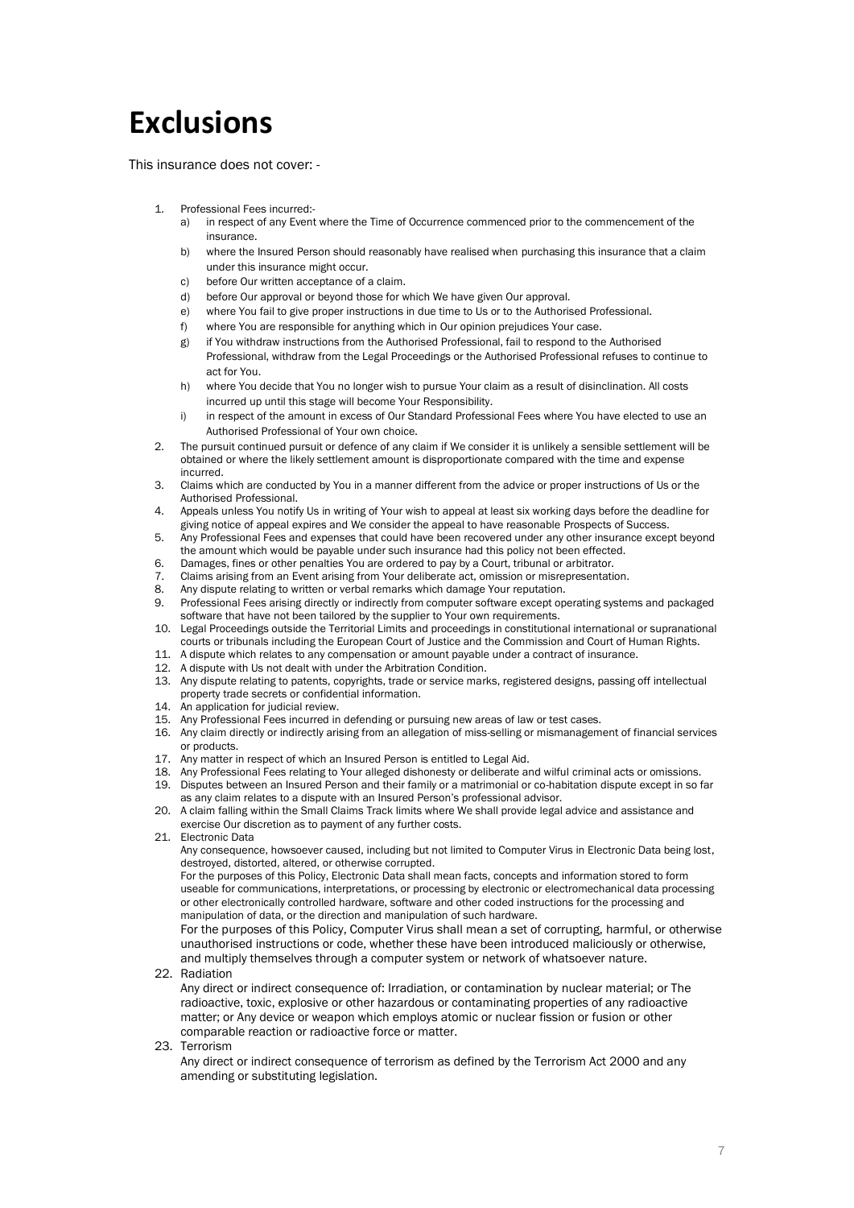# Exclusions

This insurance does not cover: -

1. Professional Fees incurred:-
   a) in respect of any Event where the Time of Occurrence commenced prior to the commencement of the insurance.
   b) where the Insured Person should reasonably have realised when purchasing this insurance that a claim under this insurance might occur.
   c) before Our written acceptance of a claim.
   d) before Our approval or beyond those for which We have given Our approval.
   e) where You fail to give proper instructions in due time to Us or to the Authorised Professional.
   f) where You are responsible for anything which in Our opinion prejudices Your case.
   g) if You withdraw instructions from the Authorised Professional, fail to respond to the Authorised Professional, withdraw from the Legal Proceedings or the Authorised Professional refuses to continue to act for You.
   h) where You decide that You no longer wish to pursue Your claim as a result of disinclination. All costs incurred up until this stage will become Your Responsibility.
   i) in respect of the amount in excess of Our Standard Professional Fees where You have elected to use an Authorised Professional of Your own choice.
2. The pursuit continued pursuit or defence of any claim if We consider it is unlikely a sensible settlement will be obtained or where the likely settlement amount is disproportionate compared with the time and expense incurred.
3. Claims which are conducted by You in a manner different from the advice or proper instructions of Us or the Authorised Professional.
4. Appeals unless You notify Us in writing of Your wish to appeal at least six working days before the deadline for giving notice of appeal expires and We consider the appeal to have reasonable Prospects of Success.
5. Any Professional Fees and expenses that could have been recovered under any other insurance except beyond the amount which would be payable under such insurance had this policy not been effected.
6. Damages, fines or other penalties You are ordered to pay by a Court, tribunal or arbitrator.
7. Claims arising from an Event arising from Your deliberate act, omission or misrepresentation.
8. Any dispute relating to written or verbal remarks which damage Your reputation.
9. Professional Fees arising directly or indirectly from computer software except operating systems and packaged software that have not been tailored by the supplier to Your own requirements.
10. Legal Proceedings outside the Territorial Limits and proceedings in constitutional international or supranational courts or tribunals including the European Court of Justice and the Commission and Court of Human Rights.
11. A dispute which relates to any compensation or amount payable under a contract of insurance.
12. A dispute with Us not dealt with under the Arbitration Condition.
13. Any dispute relating to patents, copyrights, trade or service marks, registered designs, passing off intellectual property trade secrets or confidential information.
14. An application for judicial review.
15. Any Professional Fees incurred in defending or pursuing new areas of law or test cases.
16. Any claim directly or indirectly arising from an allegation of miss-selling or mismanagement of financial services or products.
17. Any matter in respect of which an Insured Person is entitled to Legal Aid.
18. Any Professional Fees relating to Your alleged dishonesty or deliberate and wilful criminal acts or omissions.
19. Disputes between an Insured Person and their family or a matrimonial or co-habitation dispute except in so far as any claim relates to a dispute with an Insured Person's professional advisor.
20. A claim falling within the Small Claims Track limits where We shall provide legal advice and assistance and exercise Our discretion as to payment of any further costs.
21. Electronic Data

    Any consequence, howsoever caused, including but not limited to Computer Virus in Electronic Data being lost, destroyed, distorted, altered, or otherwise corrupted.

    For the purposes of this Policy, Electronic Data shall mean facts, concepts and information stored to form useable for communications, interpretations, or processing by electronic or electromechanical data processing or other electronically controlled hardware, software and other coded instructions for the processing and manipulation of data, or the direction and manipulation of such hardware.

    For the purposes of this Policy, Computer Virus shall mean a set of corrupting, harmful, or otherwise unauthorised instructions or code, whether these have been introduced maliciously or otherwise, and multiply themselves through a computer system or network of whatsoever nature.
22. Radiation

    Any direct or indirect consequence of: Irradiation, or contamination by nuclear material; or The radioactive, toxic, explosive or other hazardous or contaminating properties of any radioactive matter; or Any device or weapon which employs atomic or nuclear fission or fusion or other comparable reaction or radioactive force or matter.
23. Terrorism

    Any direct or indirect consequence of terrorism as defined by the Terrorism Act 2000 and any amending or substituting legislation.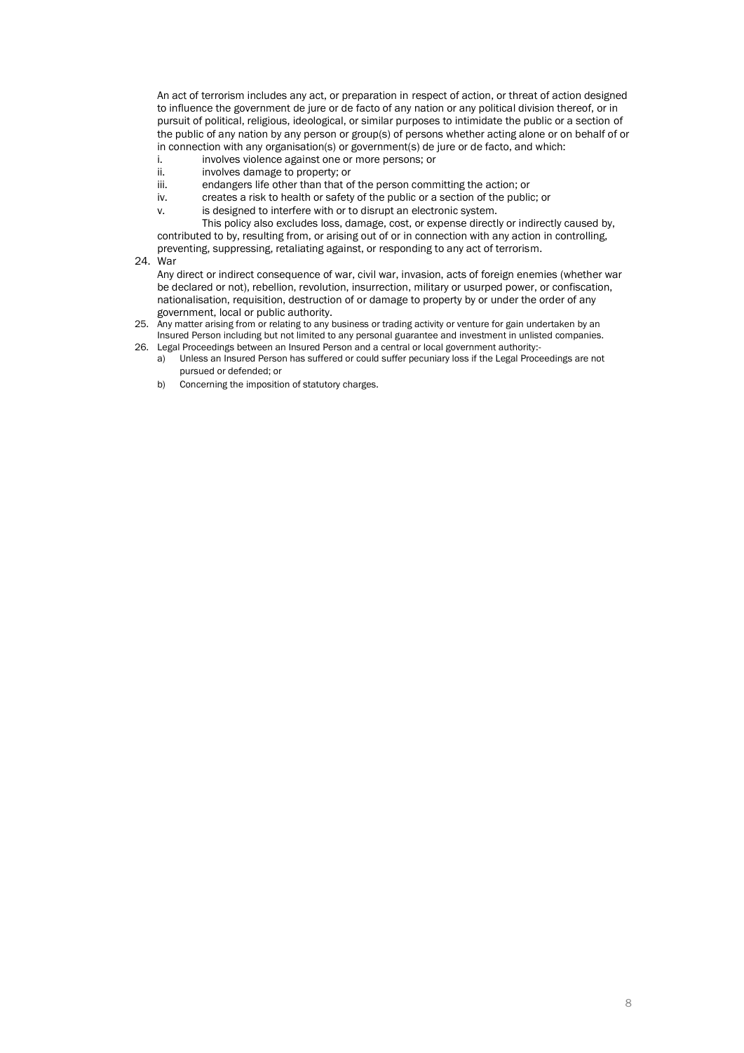An act of terrorism includes any act, or preparation in respect of action, or threat of action designed to influence the government de jure or de facto of any nation or any political division thereof, or in pursuit of political, religious, ideological, or similar purposes to intimidate the public or a section of the public of any nation by any person or group(s) of persons whether acting alone or on behalf of or in connection with any organisation(s) or government(s) de jure or de facto, and which:

i. involves violence against one or more persons; or
ii. involves damage to property; or
iii. endangers life other than that of the person committing the action; or
iv. creates a risk to health or safety of the public or a section of the public; or
v. is designed to interfere with or to disrupt an electronic system.

This policy also excludes loss, damage, cost, or expense directly or indirectly caused by, contributed to by, resulting from, or arising out of or in connection with any action in controlling, preventing, suppressing, retaliating against, or responding to any act of terrorism.

24. War

    Any direct or indirect consequence of war, civil war, invasion, acts of foreign enemies (whether war be declared or not), rebellion, revolution, insurrection, military or usurped power, or confiscation, nationalisation, requisition, destruction of or damage to property by or under the order of any government, local or public authority.

25. Any matter arising from or relating to any business or trading activity or venture for gain undertaken by an Insured Person including but not limited to any personal guarantee and investment in unlisted companies.
26. Legal Proceedings between an Insured Person and a central or local government authority:-
    a) Unless an Insured Person has suffered or could suffer pecuniary loss if the Legal Proceedings are not pursued or defended; or
    b) Concerning the imposition of statutory charges.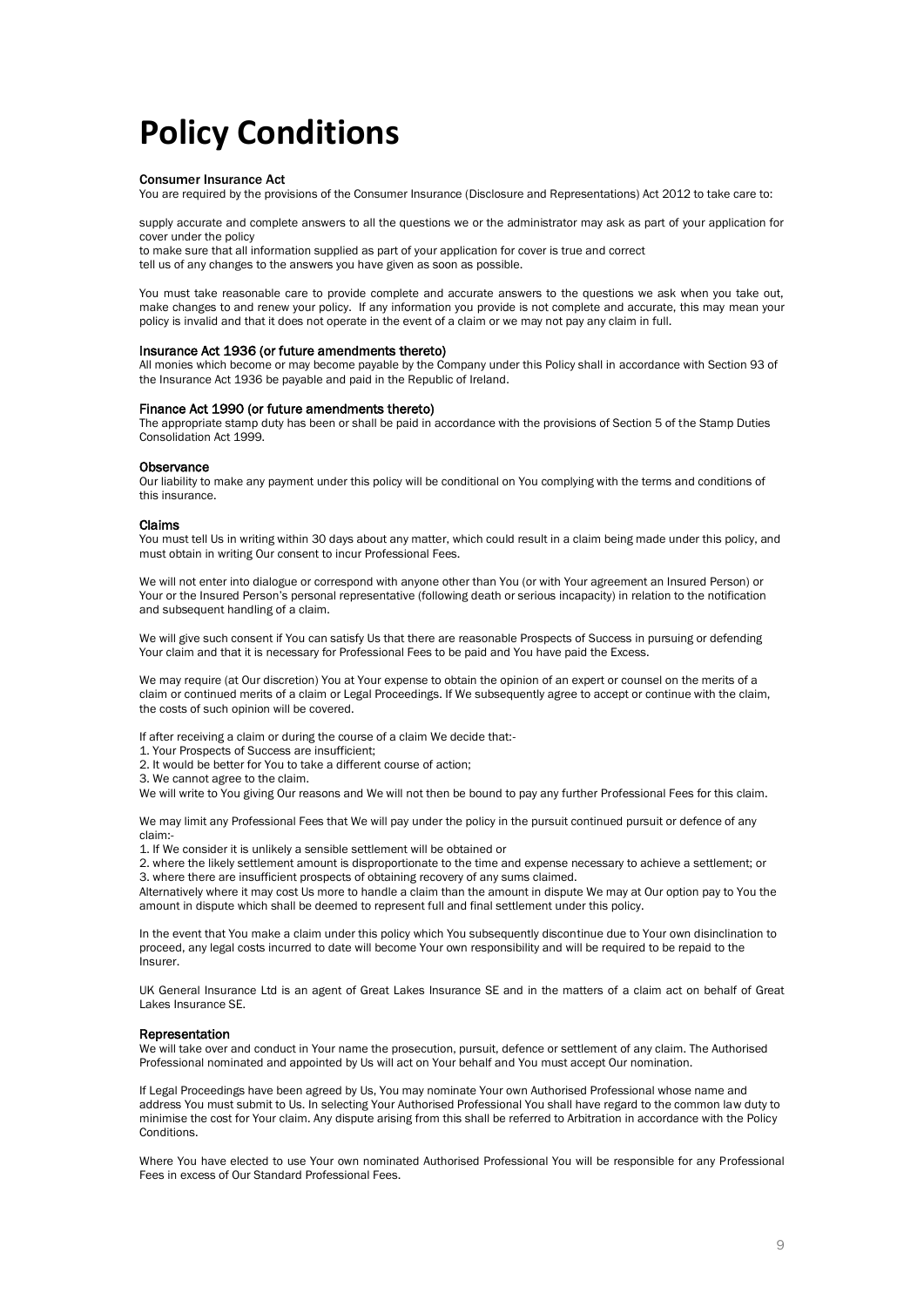# Policy Conditions

**Consumer Insurance Act**

You are required by the provisions of the Consumer Insurance (Disclosure and Representations) Act 2012 to take care to:

supply accurate and complete answers to all the questions we or the administrator may ask as part of your application for cover under the policy

to make sure that all information supplied as part of your application for cover is true and correct

tell us of any changes to the answers you have given as soon as possible.

You must take reasonable care to provide complete and accurate answers to the questions we ask when you take out, make changes to and renew your policy. If any information you provide is not complete and accurate, this may mean your policy is invalid and that it does not operate in the event of a claim or we may not pay any claim in full.

**Insurance Act 1936 (or future amendments thereto)**

All monies which become or may become payable by the Company under this Policy shall in accordance with Section 93 of the Insurance Act 1936 be payable and paid in the Republic of Ireland.

**Finance Act 1990 (or future amendments thereto)**

The appropriate stamp duty has been or shall be paid in accordance with the provisions of Section 5 of the Stamp Duties Consolidation Act 1999.

**Observance**

Our liability to make any payment under this policy will be conditional on You complying with the terms and conditions of this insurance.

**Claims**

You must tell Us in writing within 30 days about any matter, which could result in a claim being made under this policy, and must obtain in writing Our consent to incur Professional Fees.

We will not enter into dialogue or correspond with anyone other than You (or with Your agreement an Insured Person) or Your or the Insured Person's personal representative (following death or serious incapacity) in relation to the notification and subsequent handling of a claim.

We will give such consent if You can satisfy Us that there are reasonable Prospects of Success in pursuing or defending Your claim and that it is necessary for Professional Fees to be paid and You have paid the Excess.

We may require (at Our discretion) You at Your expense to obtain the opinion of an expert or counsel on the merits of a claim or continued merits of a claim or Legal Proceedings. If We subsequently agree to accept or continue with the claim, the costs of such opinion will be covered.

If after receiving a claim or during the course of a claim We decide that:-

1. Your Prospects of Success are insufficient;
2. It would be better for You to take a different course of action;
3. We cannot agree to the claim.

We will write to You giving Our reasons and We will not then be bound to pay any further Professional Fees for this claim.

We may limit any Professional Fees that We will pay under the policy in the pursuit continued pursuit or defence of any claim:-

1. If We consider it is unlikely a sensible settlement will be obtained or
2. where the likely settlement amount is disproportionate to the time and expense necessary to achieve a settlement; or
3. where there are insufficient prospects of obtaining recovery of any sums claimed.

Alternatively where it may cost Us more to handle a claim than the amount in dispute We may at Our option pay to You the amount in dispute which shall be deemed to represent full and final settlement under this policy.

In the event that You make a claim under this policy which You subsequently discontinue due to Your own disinclination to proceed, any legal costs incurred to date will become Your own responsibility and will be required to be repaid to the Insurer.

UK General Insurance Ltd is an agent of Great Lakes Insurance SE and in the matters of a claim act on behalf of Great Lakes Insurance SE.

**Representation**

We will take over and conduct in Your name the prosecution, pursuit, defence or settlement of any claim. The Authorised Professional nominated and appointed by Us will act on Your behalf and You must accept Our nomination.

If Legal Proceedings have been agreed by Us, You may nominate Your own Authorised Professional whose name and address You must submit to Us. In selecting Your Authorised Professional You shall have regard to the common law duty to minimise the cost for Your claim. Any dispute arising from this shall be referred to Arbitration in accordance with the Policy Conditions.

Where You have elected to use Your own nominated Authorised Professional You will be responsible for any Professional Fees in excess of Our Standard Professional Fees.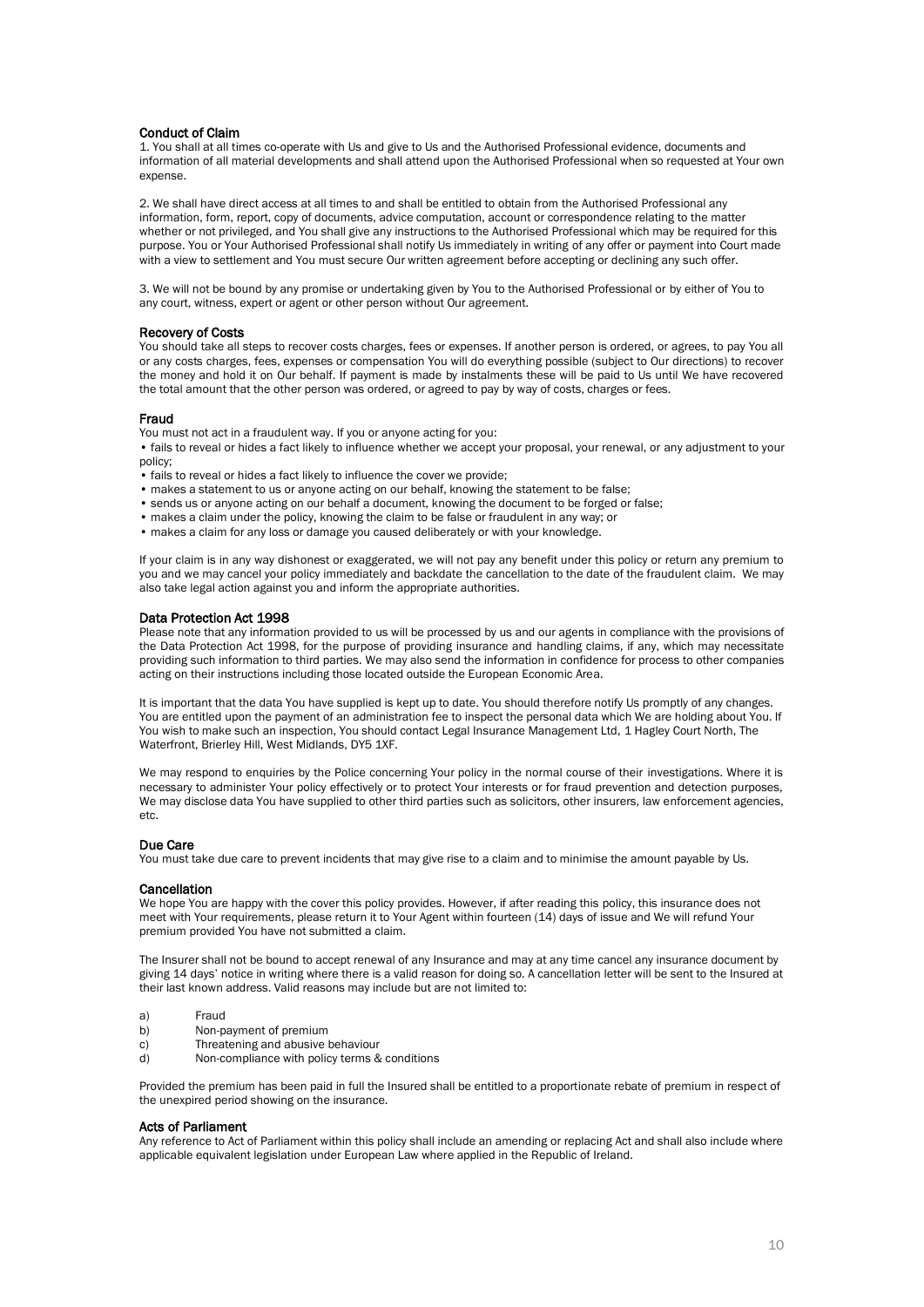### Conduct of Claim

1. You shall at all times co-operate with Us and give to Us and the Authorised Professional evidence, documents and information of all material developments and shall attend upon the Authorised Professional when so requested at Your own expense.

2. We shall have direct access at all times to and shall be entitled to obtain from the Authorised Professional any information, form, report, copy of documents, advice computation, account or correspondence relating to the matter whether or not privileged, and You shall give any instructions to the Authorised Professional which may be required for this purpose. You or Your Authorised Professional shall notify Us immediately in writing of any offer or payment into Court made with a view to settlement and You must secure Our written agreement before accepting or declining any such offer.

3. We will not be bound by any promise or undertaking given by You to the Authorised Professional or by either of You to any court, witness, expert or agent or other person without Our agreement.

### Recovery of Costs

You should take all steps to recover costs charges, fees or expenses. If another person is ordered, or agrees, to pay You all or any costs charges, fees, expenses or compensation You will do everything possible (subject to Our directions) to recover the money and hold it on Our behalf. If payment is made by instalments these will be paid to Us until We have recovered the total amount that the other person was ordered, or agreed to pay by way of costs, charges or fees.

### Fraud

You must not act in a fraudulent way. If you or anyone acting for you:

- fails to reveal or hides a fact likely to influence whether we accept your proposal, your renewal, or any adjustment to your policy;
- fails to reveal or hides a fact likely to influence the cover we provide;
- makes a statement to us or anyone acting on our behalf, knowing the statement to be false;
- sends us or anyone acting on our behalf a document, knowing the document to be forged or false;
- makes a claim under the policy, knowing the claim to be false or fraudulent in any way; or
- makes a claim for any loss or damage you caused deliberately or with your knowledge.

If your claim is in any way dishonest or exaggerated, we will not pay any benefit under this policy or return any premium to you and we may cancel your policy immediately and backdate the cancellation to the date of the fraudulent claim. We may also take legal action against you and inform the appropriate authorities.

### Data Protection Act 1998

Please note that any information provided to us will be processed by us and our agents in compliance with the provisions of the Data Protection Act 1998, for the purpose of providing insurance and handling claims, if any, which may necessitate providing such information to third parties. We may also send the information in confidence for process to other companies acting on their instructions including those located outside the European Economic Area.

It is important that the data You have supplied is kept up to date. You should therefore notify Us promptly of any changes. You are entitled upon the payment of an administration fee to inspect the personal data which We are holding about You. If You wish to make such an inspection, You should contact Legal Insurance Management Ltd, 1 Hagley Court North, The Waterfront, Brierley Hill, West Midlands, DY5 1XF.

We may respond to enquiries by the Police concerning Your policy in the normal course of their investigations. Where it is necessary to administer Your policy effectively or to protect Your interests or for fraud prevention and detection purposes, We may disclose data You have supplied to other third parties such as solicitors, other insurers, law enforcement agencies, etc.

### Due Care

You must take due care to prevent incidents that may give rise to a claim and to minimise the amount payable by Us.

### Cancellation

We hope You are happy with the cover this policy provides. However, if after reading this policy, this insurance does not meet with Your requirements, please return it to Your Agent within fourteen (14) days of issue and We will refund Your premium provided You have not submitted a claim.

The Insurer shall not be bound to accept renewal of any Insurance and may at any time cancel any insurance document by giving 14 days' notice in writing where there is a valid reason for doing so. A cancellation letter will be sent to the Insured at their last known address. Valid reasons may include but are not limited to:

a) Fraud
b) Non-payment of premium
c) Threatening and abusive behaviour
d) Non-compliance with policy terms & conditions

Provided the premium has been paid in full the Insured shall be entitled to a proportionate rebate of premium in respect of the unexpired period showing on the insurance.

### Acts of Parliament

Any reference to Act of Parliament within this policy shall include an amending or replacing Act and shall also include where applicable equivalent legislation under European Law where applied in the Republic of Ireland.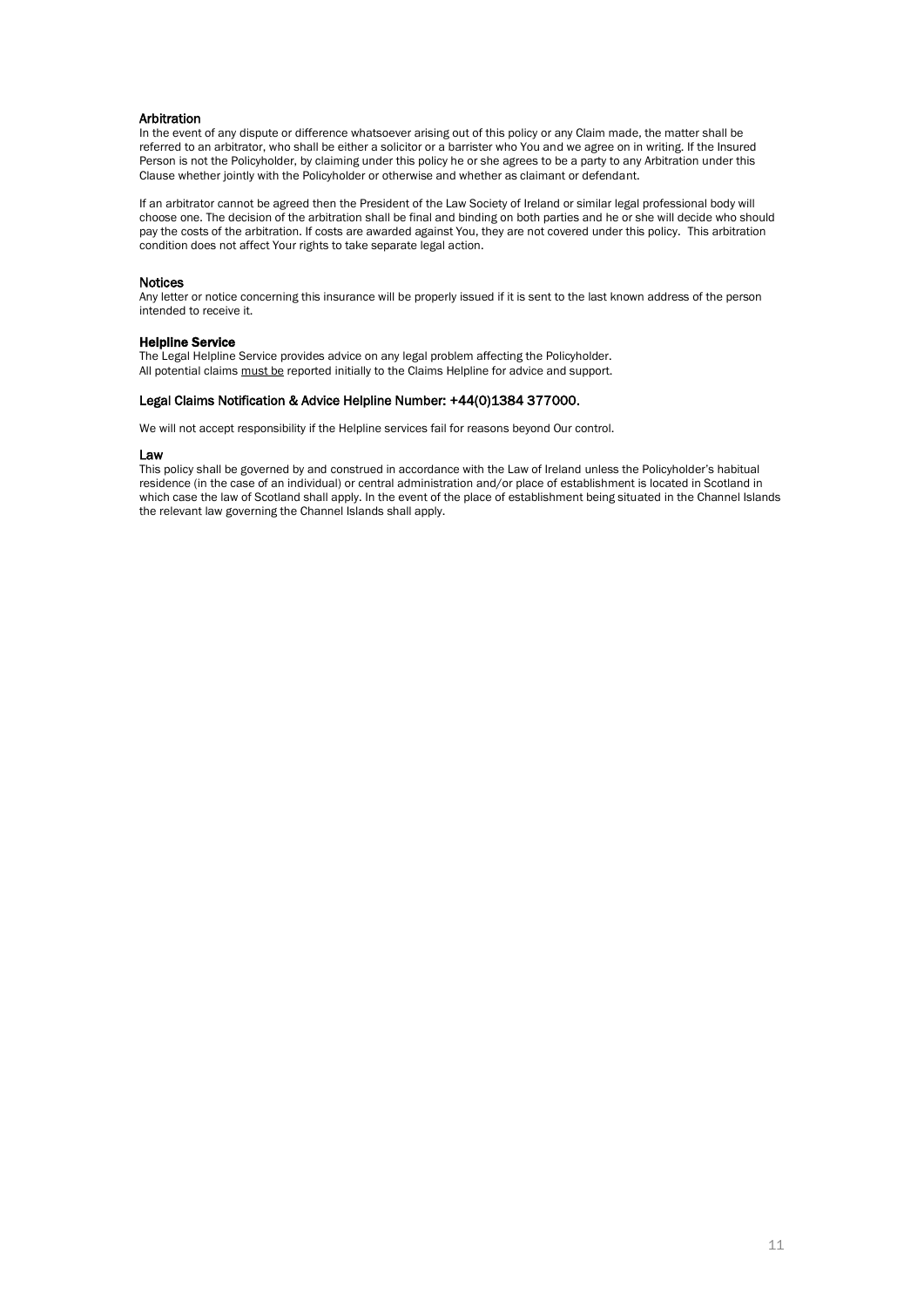### Arbitration

In the event of any dispute or difference whatsoever arising out of this policy or any Claim made, the matter shall be referred to an arbitrator, who shall be either a solicitor or a barrister who You and we agree on in writing. If the Insured Person is not the Policyholder, by claiming under this policy he or she agrees to be a party to any Arbitration under this Clause whether jointly with the Policyholder or otherwise and whether as claimant or defendant.

If an arbitrator cannot be agreed then the President of the Law Society of Ireland or similar legal professional body will choose one. The decision of the arbitration shall be final and binding on both parties and he or she will decide who should pay the costs of the arbitration. If costs are awarded against You, they are not covered under this policy. This arbitration condition does not affect Your rights to take separate legal action.

### Notices

Any letter or notice concerning this insurance will be properly issued if it is sent to the last known address of the person intended to receive it.

### Helpline Service

The Legal Helpline Service provides advice on any legal problem affecting the Policyholder.
All potential claims <u>must be</u> reported initially to the Claims Helpline for advice and support.

### Legal Claims Notification & Advice Helpline Number: +44(0)1384 377000.

We will not accept responsibility if the Helpline services fail for reasons beyond Our control.

### Law

This policy shall be governed by and construed in accordance with the Law of Ireland unless the Policyholder's habitual residence (in the case of an individual) or central administration and/or place of establishment is located in Scotland in which case the law of Scotland shall apply. In the event of the place of establishment being situated in the Channel Islands the relevant law governing the Channel Islands shall apply.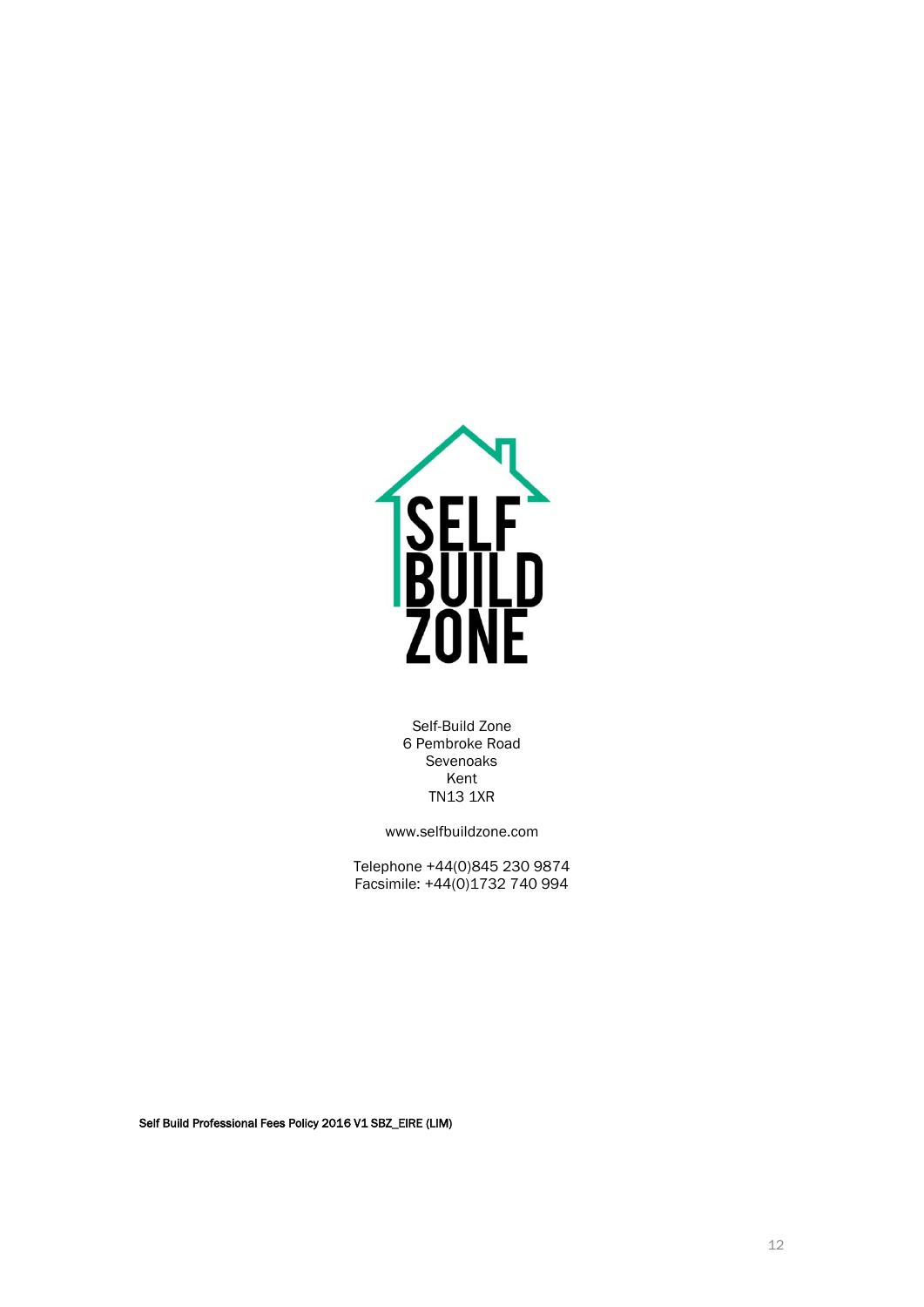SELF BUILD ZONE

Self-Build Zone
6 Pembroke Road
Sevenoaks
Kent
TN13 1XR

www.selfbuildzone.com

Telephone +44(0)845 230 9874
Facsimile: +44(0)1732 740 994

Self Build Professional Fees Policy 2016 V1 SBZ_EIRE (LIM)